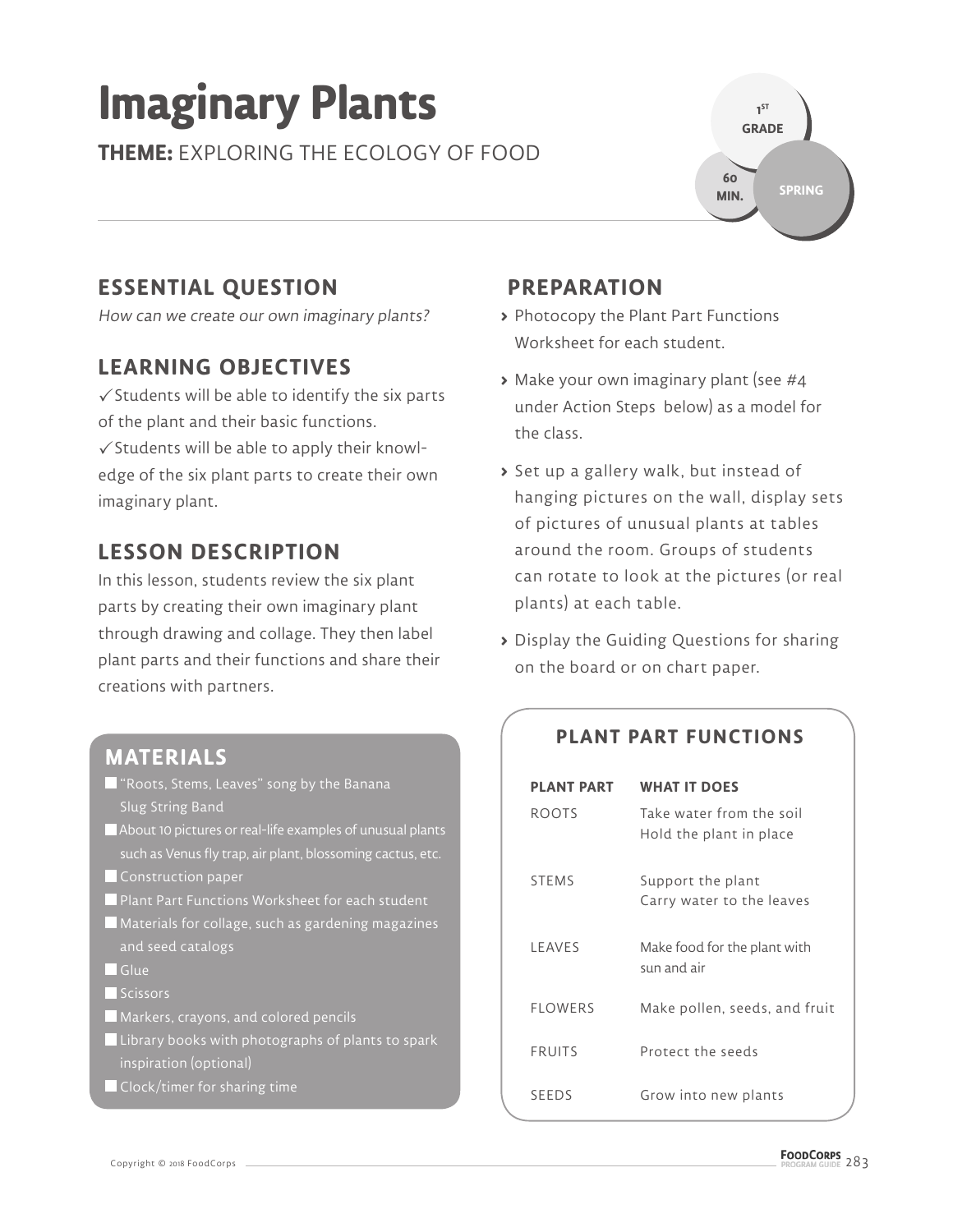# Imaginary Plants

**THEME:** EXPLORING THE ECOLOGY OF FOOD

1ST GRADE | 60 MIN. | SPRING

## ESSENTIAL QUESTION

*How can we create our own imaginary plants?*

## LEARNING OBJECTIVES

✓ Students will be able to identify the six parts of the plant and their basic functions.

✓ Students will be able to apply their knowledge of the six plant parts to create their own imaginary plant.

## LESSON DESCRIPTION

In this lesson, students review the six plant parts by creating their own imaginary plant through drawing and collage. They then label plant parts and their functions and share their creations with partners.

## MATERIALS

- "Roots, Stems, Leaves" song by the Banana Slug String Band
- About 10 pictures or real-life examples of unusual plants such as Venus fly trap, air plant, blossoming cactus, etc.
- Construction paper
- Plant Part Functions Worksheet for each student
- Materials for collage, such as gardening magazines and seed catalogs
- Glue
- Scissors
- Markers, crayons, and colored pencils
- Library books with photographs of plants to spark inspiration (optional)
- Clock/timer for sharing time

## PREPARATION

- Photocopy the Plant Part Functions Worksheet for each student.
- Make your own imaginary plant (see #4 under Action Steps below) as a model for the class.
- Set up a gallery walk, but instead of hanging pictures on the wall, display sets of pictures of unusual plants at tables around the room. Groups of students can rotate to look at the pictures (or real plants) at each table.
- Display the Guiding Questions for sharing on the board or on chart paper.

### PLANT PART FUNCTIONS

| PLANT PART | WHAT IT DOES |
| --- | --- |
| ROOTS | Take water from the soil<br>Hold the plant in place |
| STEMS | Support the plant<br>Carry water to the leaves |
| LEAVES | Make food for the plant with sun and air |
| FLOWERS | Make pollen, seeds, and fruit |
| FRUITS | Protect the seeds |
| SEEDS | Grow into new plants |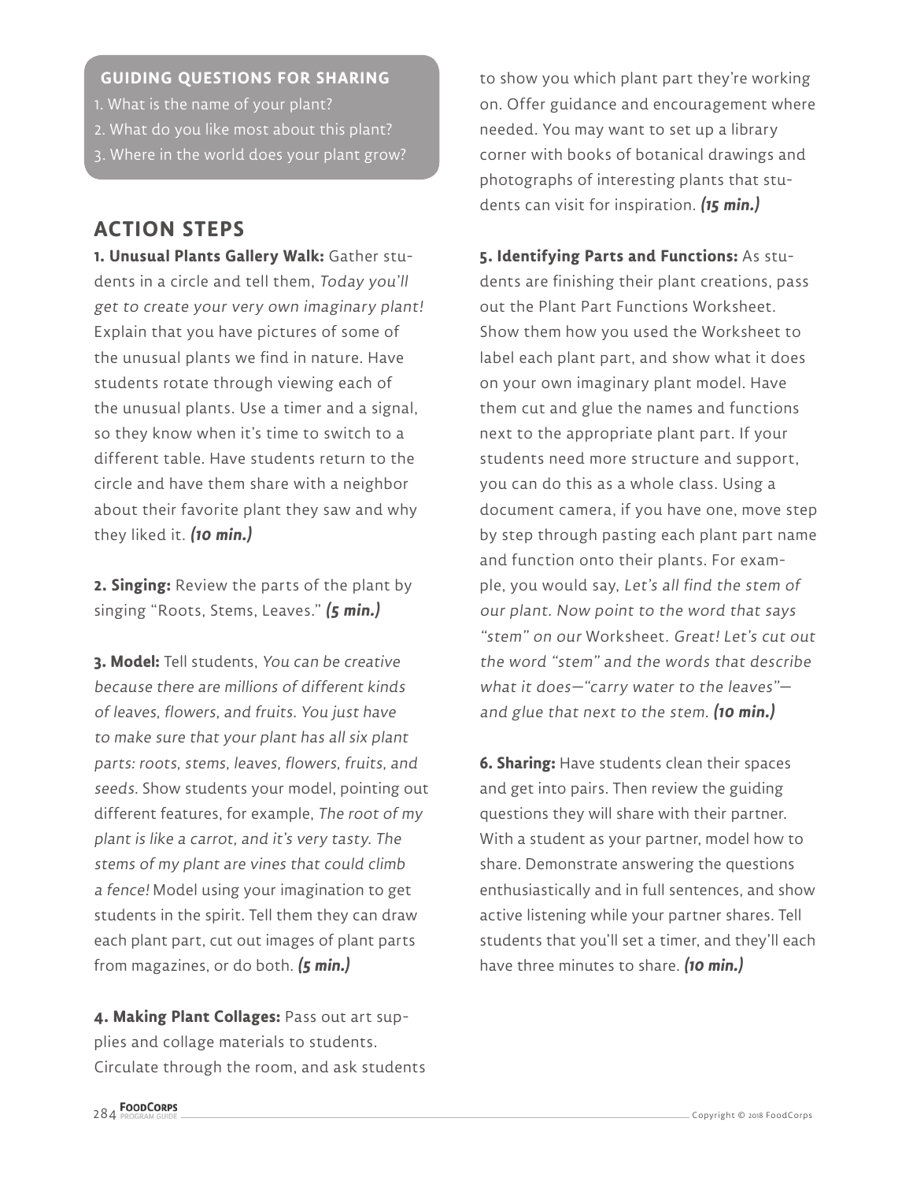**GUIDING QUESTIONS FOR SHARING**

1. What is the name of your plant?
2. What do you like most about this plant?
3. Where in the world does your plant grow?

## ACTION STEPS

**1. Unusual Plants Gallery Walk:** Gather students in a circle and tell them, *Today you'll get to create your very own imaginary plant!* Explain that you have pictures of some of the unusual plants we find in nature. Have students rotate through viewing each of the unusual plants. Use a timer and a signal, so they know when it's time to switch to a different table. Have students return to the circle and have them share with a neighbor about their favorite plant they saw and why they liked it. ***(10 min.)***

**2. Singing:** Review the parts of the plant by singing "Roots, Stems, Leaves." ***(5 min.)***

**3. Model:** Tell students, *You can be creative because there are millions of different kinds of leaves, flowers, and fruits. You just have to make sure that your plant has all six plant parts: roots, stems, leaves, flowers, fruits, and seeds.* Show students your model, pointing out different features, for example, *The root of my plant is like a carrot, and it's very tasty. The stems of my plant are vines that could climb a fence!* Model using your imagination to get students in the spirit. Tell them they can draw each plant part, cut out images of plant parts from magazines, or do both. ***(5 min.)***

**4. Making Plant Collages:** Pass out art supplies and collage materials to students. Circulate through the room, and ask students to show you which plant part they're working on. Offer guidance and encouragement where needed. You may want to set up a library corner with books of botanical drawings and photographs of interesting plants that students can visit for inspiration. ***(15 min.)***

**5. Identifying Parts and Functions:** As students are finishing their plant creations, pass out the Plant Part Functions Worksheet. Show them how you used the Worksheet to label each plant part, and show what it does on your own imaginary plant model. Have them cut and glue the names and functions next to the appropriate plant part. If your students need more structure and support, you can do this as a whole class. Using a document camera, if you have one, move step by step through pasting each plant part name and function onto their plants. For example, you would say, *Let's all find the stem of our plant. Now point to the word that says "stem" on our* Worksheet. *Great! Let's cut out the word "stem" and the words that describe what it does—"carry water to the leaves"—and glue that next to the stem.* ***(10 min.)***

**6. Sharing:** Have students clean their spaces and get into pairs. Then review the guiding questions they will share with their partner. With a student as your partner, model how to share. Demonstrate answering the questions enthusiastically and in full sentences, and show active listening while your partner shares. Tell students that you'll set a timer, and they'll each have three minutes to share. ***(10 min.)***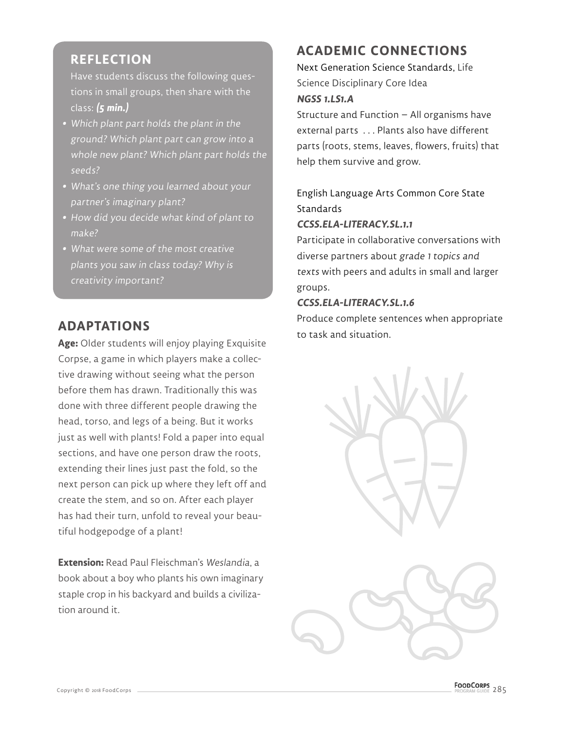## REFLECTION

Have students discuss the following questions in small groups, then share with the class: ***(5 min.)***

- *Which plant part holds the plant in the ground? Which plant part can grow into a whole new plant? Which plant part holds the seeds?*
- *What's one thing you learned about your partner's imaginary plant?*
- *How did you decide what kind of plant to make?*
- *What were some of the most creative plants you saw in class today? Why is creativity important?*

## ADAPTATIONS

**Age:** Older students will enjoy playing Exquisite Corpse, a game in which players make a collective drawing without seeing what the person before them has drawn. Traditionally this was done with three different people drawing the head, torso, and legs of a being. But it works just as well with plants! Fold a paper into equal sections, and have one person draw the roots, extending their lines just past the fold, so the next person can pick up where they left off and create the stem, and so on. After each player has had their turn, unfold to reveal your beautiful hodgepodge of a plant!

**Extension:** Read Paul Fleischman's *Weslandia*, a book about a boy who plants his own imaginary staple crop in his backyard and builds a civilization around it.

## ACADEMIC CONNECTIONS

Next Generation Science Standards, Life Science Disciplinary Core Idea

***NGSS 1.LS1.A***

Structure and Function – All organisms have external parts . . . Plants also have different parts (roots, stems, leaves, flowers, fruits) that help them survive and grow.

English Language Arts Common Core State Standards

***CCSS.ELA-LITERACY.SL.1.1***

Participate in collaborative conversations with diverse partners about *grade 1 topics and texts* with peers and adults in small and larger groups.

***CCSS.ELA-LITERACY.SL.1.6***

Produce complete sentences when appropriate to task and situation.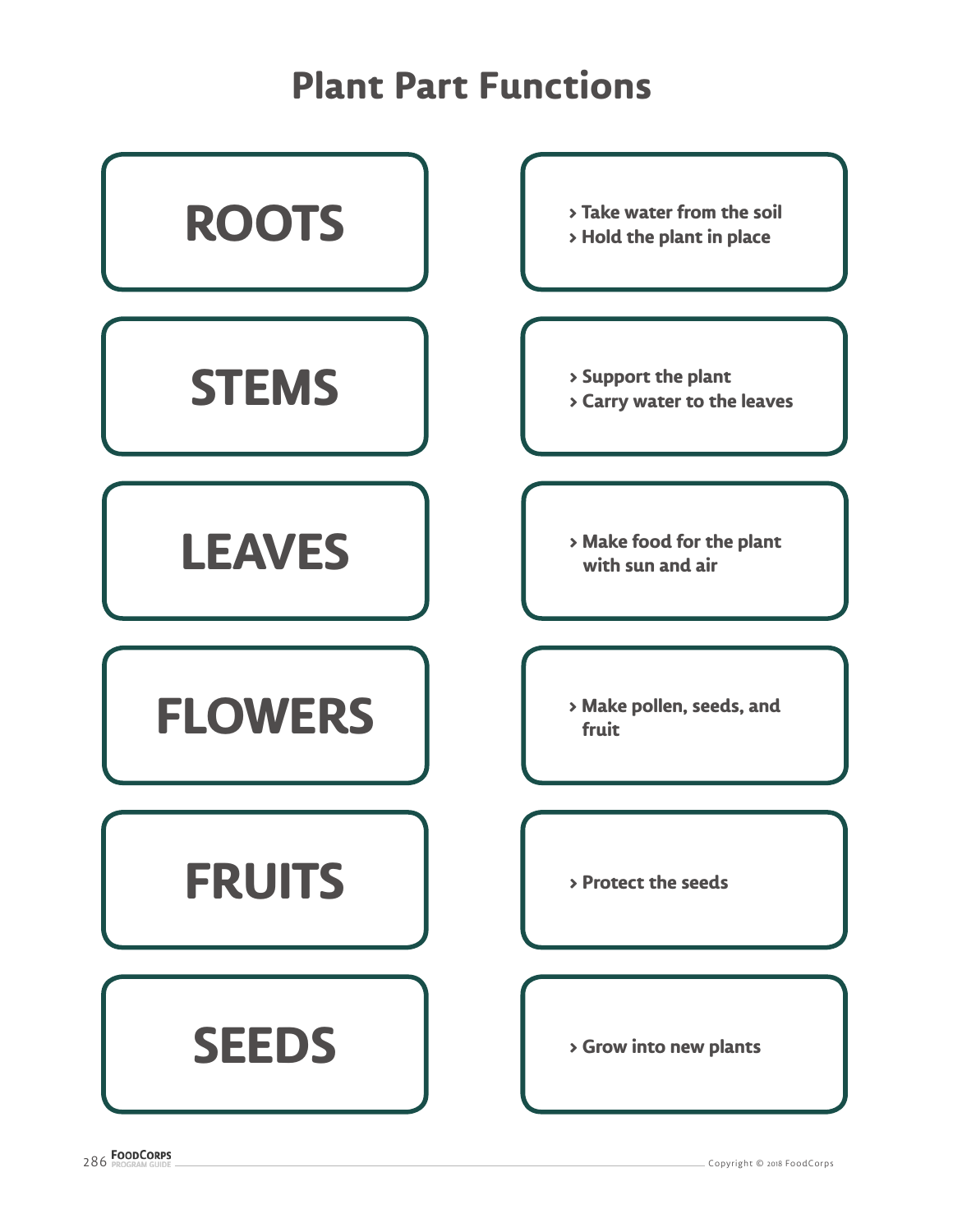# Plant Part Functions

| | |
|---|---|
| **ROOTS** | › Take water from the soil<br>› Hold the plant in place |
| **STEMS** | › Support the plant<br>› Carry water to the leaves |
| **LEAVES** | › Make food for the plant with sun and air |
| **FLOWERS** | › Make pollen, seeds, and fruit |
| **FRUITS** | › Protect the seeds |
| **SEEDS** | › Grow into new plants |